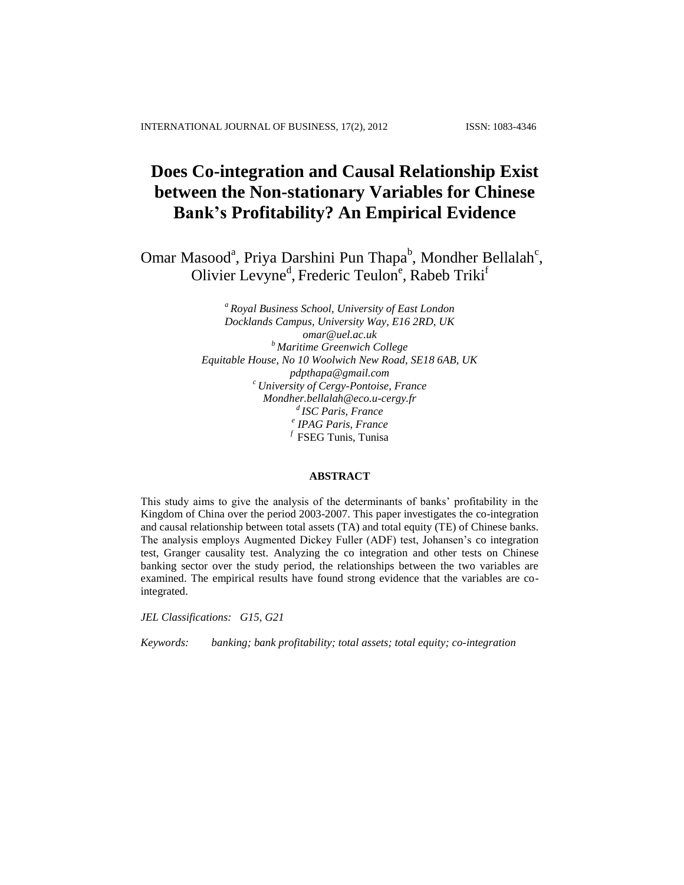# Does Co-integration and Causal Relationship Exist between the Non-stationary Variables for Chinese Bank's Profitability? An Empirical Evidence

Omar Masood[a], Priya Darshini Pun Thapa[b], Mondher Bellalah[c], Olivier Levyne[d], Frederic Teulon[e], Rabeb Triki[f]

[a] *Royal Business School, University of East London*
*Docklands Campus, University Way, E16 2RD, UK*
*omar@uel.ac.uk*
[b] *Maritime Greenwich College*
*Equitable House, No 10 Woolwich New Road, SE18 6AB, UK*
*pdpthapa@gmail.com*
[c] *University of Cergy-Pontoise, France*
*Mondher.bellalah@eco.u-cergy.fr*
[d] *ISC Paris, France*
[e] *IPAG Paris, France*
[f] FSEG Tunis, Tunisa

## ABSTRACT

This study aims to give the analysis of the determinants of banks' profitability in the Kingdom of China over the period 2003-2007. This paper investigates the co-integration and causal relationship between total assets (TA) and total equity (TE) of Chinese banks. The analysis employs Augmented Dickey Fuller (ADF) test, Johansen's co integration test, Granger causality test. Analyzing the co integration and other tests on Chinese banking sector over the study period, the relationships between the two variables are examined. The empirical results have found strong evidence that the variables are co-integrated.

*JEL Classifications: G15, G21*

*Keywords: banking; bank profitability; total assets; total equity; co-integration*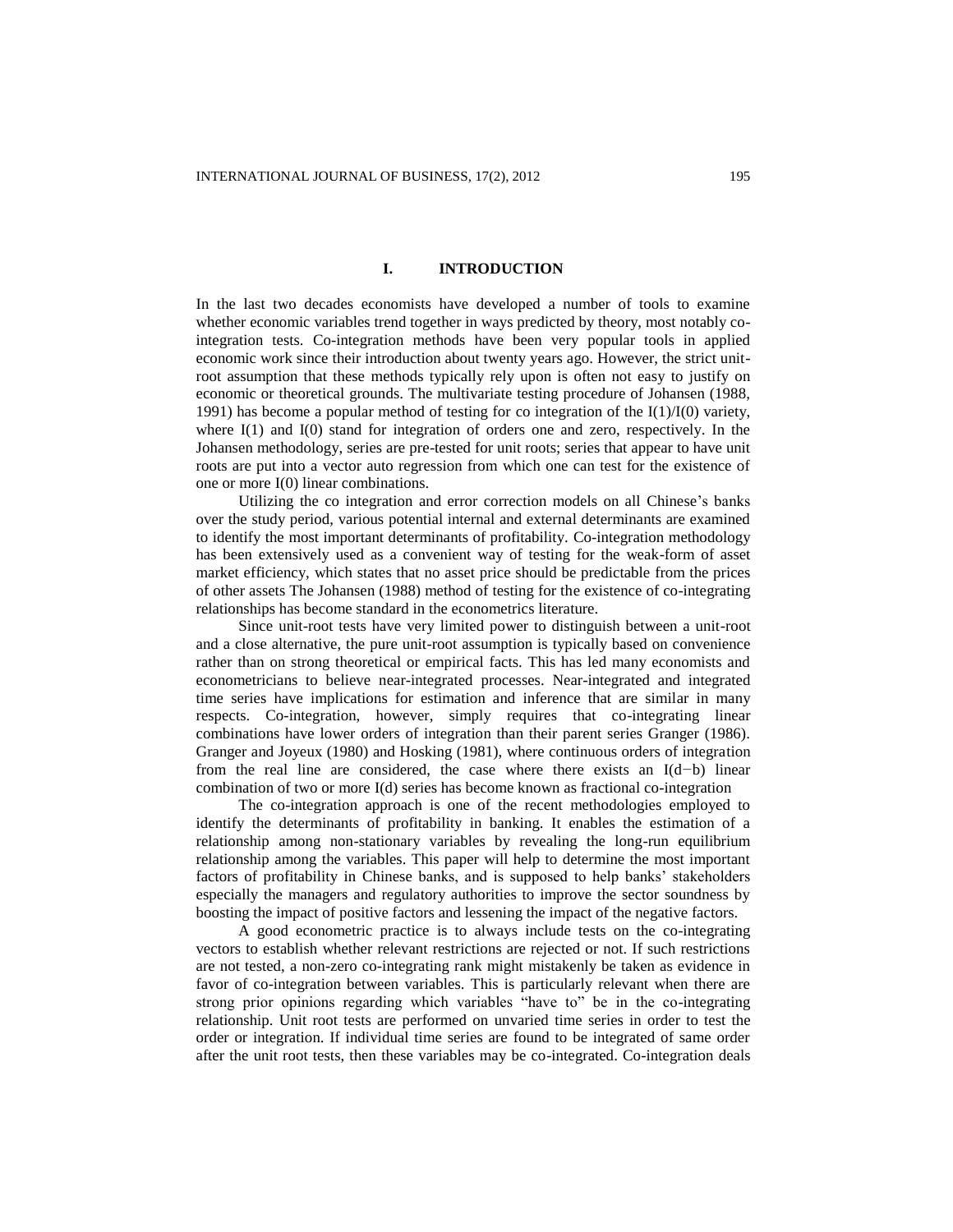# I. INTRODUCTION

In the last two decades economists have developed a number of tools to examine whether economic variables trend together in ways predicted by theory, most notably co-integration tests. Co-integration methods have been very popular tools in applied economic work since their introduction about twenty years ago. However, the strict unit-root assumption that these methods typically rely upon is often not easy to justify on economic or theoretical grounds. The multivariate testing procedure of Johansen (1988, 1991) has become a popular method of testing for co integration of the I(1)/I(0) variety, where I(1) and I(0) stand for integration of orders one and zero, respectively. In the Johansen methodology, series are pre-tested for unit roots; series that appear to have unit roots are put into a vector auto regression from which one can test for the existence of one or more I(0) linear combinations.

Utilizing the co integration and error correction models on all Chinese's banks over the study period, various potential internal and external determinants are examined to identify the most important determinants of profitability. Co-integration methodology has been extensively used as a convenient way of testing for the weak-form of asset market efficiency, which states that no asset price should be predictable from the prices of other assets The Johansen (1988) method of testing for the existence of co-integrating relationships has become standard in the econometrics literature.

Since unit-root tests have very limited power to distinguish between a unit-root and a close alternative, the pure unit-root assumption is typically based on convenience rather than on strong theoretical or empirical facts. This has led many economists and econometricians to believe near-integrated processes. Near-integrated and integrated time series have implications for estimation and inference that are similar in many respects. Co-integration, however, simply requires that co-integrating linear combinations have lower orders of integration than their parent series Granger (1986). Granger and Joyeux (1980) and Hosking (1981), where continuous orders of integration from the real line are considered, the case where there exists an I(d−b) linear combination of two or more I(d) series has become known as fractional co-integration

The co-integration approach is one of the recent methodologies employed to identify the determinants of profitability in banking. It enables the estimation of a relationship among non-stationary variables by revealing the long-run equilibrium relationship among the variables. This paper will help to determine the most important factors of profitability in Chinese banks, and is supposed to help banks' stakeholders especially the managers and regulatory authorities to improve the sector soundness by boosting the impact of positive factors and lessening the impact of the negative factors.

A good econometric practice is to always include tests on the co-integrating vectors to establish whether relevant restrictions are rejected or not. If such restrictions are not tested, a non-zero co-integrating rank might mistakenly be taken as evidence in favor of co-integration between variables. This is particularly relevant when there are strong prior opinions regarding which variables "have to" be in the co-integrating relationship. Unit root tests are performed on unvaried time series in order to test the order or integration. If individual time series are found to be integrated of same order after the unit root tests, then these variables may be co-integrated. Co-integration deals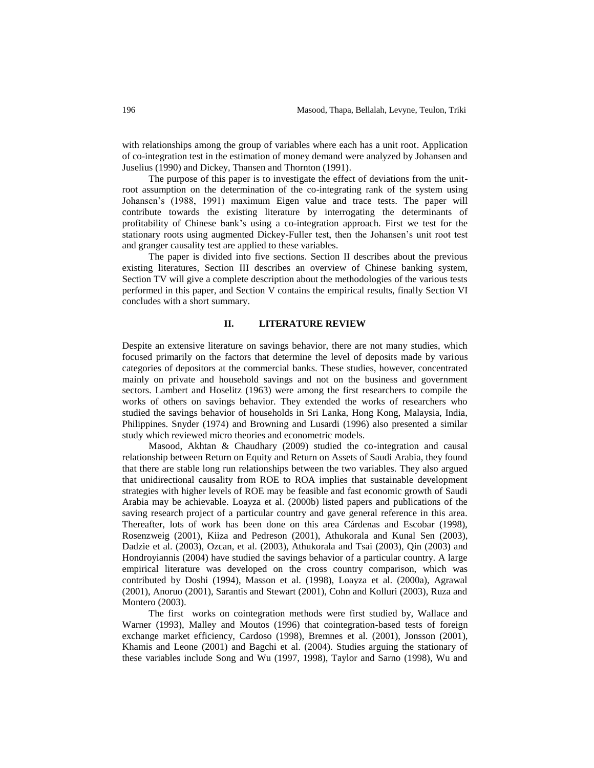with relationships among the group of variables where each has a unit root. Application of co-integration test in the estimation of money demand were analyzed by Johansen and Juselius (1990) and Dickey, Thansen and Thornton (1991).

The purpose of this paper is to investigate the effect of deviations from the unit-root assumption on the determination of the co-integrating rank of the system using Johansen's (1988, 1991) maximum Eigen value and trace tests. The paper will contribute towards the existing literature by interrogating the determinants of profitability of Chinese bank's using a co-integration approach. First we test for the stationary roots using augmented Dickey-Fuller test, then the Johansen's unit root test and granger causality test are applied to these variables.

The paper is divided into five sections. Section II describes about the previous existing literatures, Section III describes an overview of Chinese banking system, Section TV will give a complete description about the methodologies of the various tests performed in this paper, and Section V contains the empirical results, finally Section VI concludes with a short summary.

## II. LITERATURE REVIEW

Despite an extensive literature on savings behavior, there are not many studies, which focused primarily on the factors that determine the level of deposits made by various categories of depositors at the commercial banks. These studies, however, concentrated mainly on private and household savings and not on the business and government sectors. Lambert and Hoselitz (1963) were among the first researchers to compile the works of others on savings behavior. They extended the works of researchers who studied the savings behavior of households in Sri Lanka, Hong Kong, Malaysia, India, Philippines. Snyder (1974) and Browning and Lusardi (1996) also presented a similar study which reviewed micro theories and econometric models.

Masood, Akhtan & Chaudhary (2009) studied the co-integration and causal relationship between Return on Equity and Return on Assets of Saudi Arabia, they found that there are stable long run relationships between the two variables. They also argued that unidirectional causality from ROE to ROA implies that sustainable development strategies with higher levels of ROE may be feasible and fast economic growth of Saudi Arabia may be achievable. Loayza et al. (2000b) listed papers and publications of the saving research project of a particular country and gave general reference in this area. Thereafter, lots of work has been done on this area Cárdenas and Escobar (1998), Rosenzweig (2001), Kiiza and Pedreson (2001), Athukorala and Kunal Sen (2003), Dadzie et al. (2003), Ozcan, et al. (2003), Athukorala and Tsai (2003), Qin (2003) and Hondroyiannis (2004) have studied the savings behavior of a particular country. A large empirical literature was developed on the cross country comparison, which was contributed by Doshi (1994), Masson et al. (1998), Loayza et al. (2000a), Agrawal (2001), Anoruo (2001), Sarantis and Stewart (2001), Cohn and Kolluri (2003), Ruza and Montero (2003).

The first works on cointegration methods were first studied by, Wallace and Warner (1993), Malley and Moutos (1996) that cointegration-based tests of foreign exchange market efficiency, Cardoso (1998), Bremnes et al. (2001), Jonsson (2001), Khamis and Leone (2001) and Bagchi et al. (2004). Studies arguing the stationary of these variables include Song and Wu (1997, 1998), Taylor and Sarno (1998), Wu and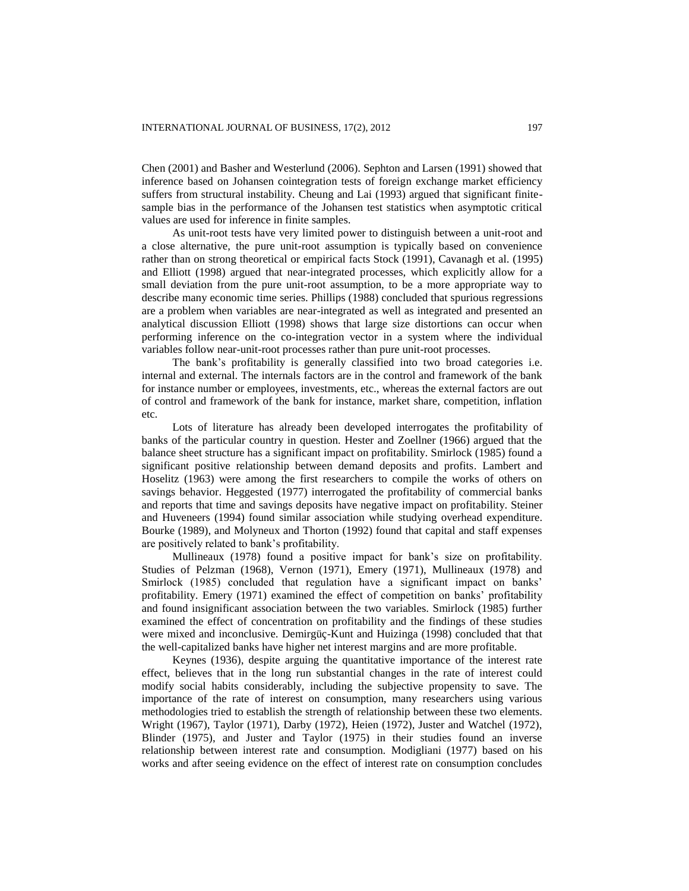Chen (2001) and Basher and Westerlund (2006). Sephton and Larsen (1991) showed that inference based on Johansen cointegration tests of foreign exchange market efficiency suffers from structural instability. Cheung and Lai (1993) argued that significant finite-sample bias in the performance of the Johansen test statistics when asymptotic critical values are used for inference in finite samples.

As unit-root tests have very limited power to distinguish between a unit-root and a close alternative, the pure unit-root assumption is typically based on convenience rather than on strong theoretical or empirical facts Stock (1991), Cavanagh et al. (1995) and Elliott (1998) argued that near-integrated processes, which explicitly allow for a small deviation from the pure unit-root assumption, to be a more appropriate way to describe many economic time series. Phillips (1988) concluded that spurious regressions are a problem when variables are near-integrated as well as integrated and presented an analytical discussion Elliott (1998) shows that large size distortions can occur when performing inference on the co-integration vector in a system where the individual variables follow near-unit-root processes rather than pure unit-root processes.

The bank's profitability is generally classified into two broad categories i.e. internal and external. The internals factors are in the control and framework of the bank for instance number or employees, investments, etc., whereas the external factors are out of control and framework of the bank for instance, market share, competition, inflation etc.

Lots of literature has already been developed interrogates the profitability of banks of the particular country in question. Hester and Zoellner (1966) argued that the balance sheet structure has a significant impact on profitability. Smirlock (1985) found a significant positive relationship between demand deposits and profits. Lambert and Hoselitz (1963) were among the first researchers to compile the works of others on savings behavior. Heggested (1977) interrogated the profitability of commercial banks and reports that time and savings deposits have negative impact on profitability. Steiner and Huveneers (1994) found similar association while studying overhead expenditure. Bourke (1989), and Molyneux and Thorton (1992) found that capital and staff expenses are positively related to bank's profitability.

Mullineaux (1978) found a positive impact for bank's size on profitability. Studies of Pelzman (1968), Vernon (1971), Emery (1971), Mullineaux (1978) and Smirlock (1985) concluded that regulation have a significant impact on banks' profitability. Emery (1971) examined the effect of competition on banks' profitability and found insignificant association between the two variables. Smirlock (1985) further examined the effect of concentration on profitability and the findings of these studies were mixed and inconclusive. Demirgüç-Kunt and Huizinga (1998) concluded that that the well-capitalized banks have higher net interest margins and are more profitable.

Keynes (1936), despite arguing the quantitative importance of the interest rate effect, believes that in the long run substantial changes in the rate of interest could modify social habits considerably, including the subjective propensity to save. The importance of the rate of interest on consumption, many researchers using various methodologies tried to establish the strength of relationship between these two elements. Wright (1967), Taylor (1971), Darby (1972), Heien (1972), Juster and Watchel (1972), Blinder (1975), and Juster and Taylor (1975) in their studies found an inverse relationship between interest rate and consumption. Modigliani (1977) based on his works and after seeing evidence on the effect of interest rate on consumption concludes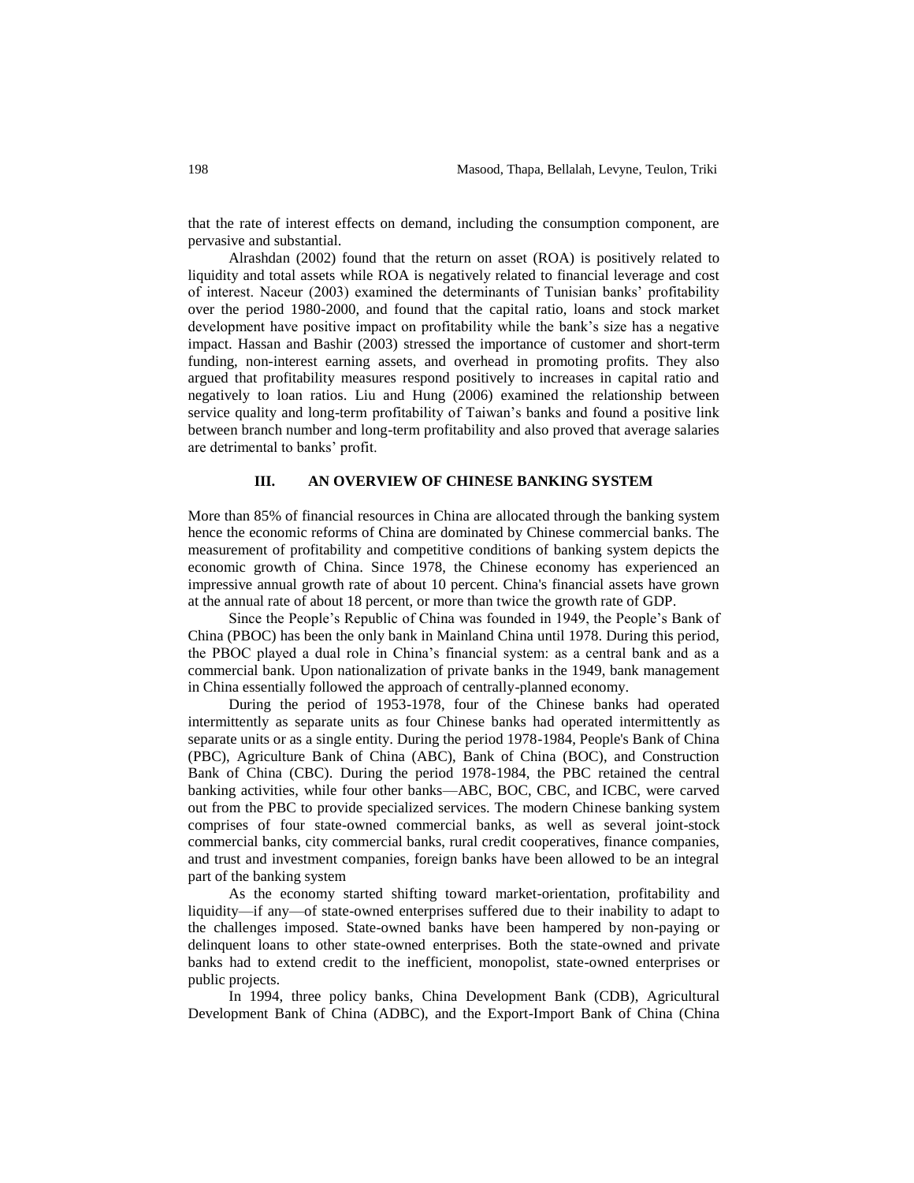that the rate of interest effects on demand, including the consumption component, are pervasive and substantial.

Alrashdan (2002) found that the return on asset (ROA) is positively related to liquidity and total assets while ROA is negatively related to financial leverage and cost of interest. Naceur (2003) examined the determinants of Tunisian banks' profitability over the period 1980-2000, and found that the capital ratio, loans and stock market development have positive impact on profitability while the bank's size has a negative impact. Hassan and Bashir (2003) stressed the importance of customer and short-term funding, non-interest earning assets, and overhead in promoting profits. They also argued that profitability measures respond positively to increases in capital ratio and negatively to loan ratios. Liu and Hung (2006) examined the relationship between service quality and long-term profitability of Taiwan's banks and found a positive link between branch number and long-term profitability and also proved that average salaries are detrimental to banks' profit.

## III. AN OVERVIEW OF CHINESE BANKING SYSTEM

More than 85% of financial resources in China are allocated through the banking system hence the economic reforms of China are dominated by Chinese commercial banks. The measurement of profitability and competitive conditions of banking system depicts the economic growth of China. Since 1978, the Chinese economy has experienced an impressive annual growth rate of about 10 percent. China's financial assets have grown at the annual rate of about 18 percent, or more than twice the growth rate of GDP.

Since the People's Republic of China was founded in 1949, the People's Bank of China (PBOC) has been the only bank in Mainland China until 1978. During this period, the PBOC played a dual role in China's financial system: as a central bank and as a commercial bank. Upon nationalization of private banks in the 1949, bank management in China essentially followed the approach of centrally-planned economy.

During the period of 1953-1978, four of the Chinese banks had operated intermittently as separate units as four Chinese banks had operated intermittently as separate units or as a single entity. During the period 1978-1984, People's Bank of China (PBC), Agriculture Bank of China (ABC), Bank of China (BOC), and Construction Bank of China (CBC). During the period 1978-1984, the PBC retained the central banking activities, while four other banks—ABC, BOC, CBC, and ICBC, were carved out from the PBC to provide specialized services. The modern Chinese banking system comprises of four state-owned commercial banks, as well as several joint-stock commercial banks, city commercial banks, rural credit cooperatives, finance companies, and trust and investment companies, foreign banks have been allowed to be an integral part of the banking system

As the economy started shifting toward market-orientation, profitability and liquidity—if any—of state-owned enterprises suffered due to their inability to adapt to the challenges imposed. State-owned banks have been hampered by non-paying or delinquent loans to other state-owned enterprises. Both the state-owned and private banks had to extend credit to the inefficient, monopolist, state-owned enterprises or public projects.

In 1994, three policy banks, China Development Bank (CDB), Agricultural Development Bank of China (ADBC), and the Export-Import Bank of China (China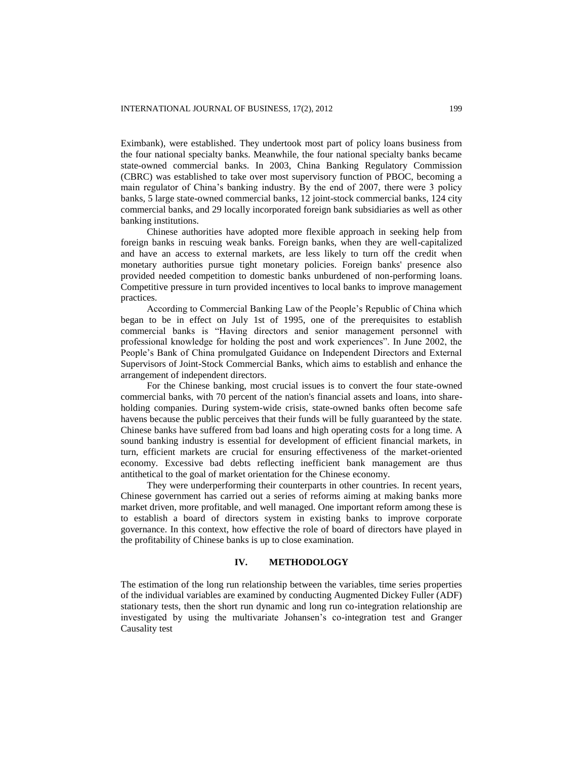Eximbank), were established. They undertook most part of policy loans business from the four national specialty banks. Meanwhile, the four national specialty banks became state-owned commercial banks. In 2003, China Banking Regulatory Commission (CBRC) was established to take over most supervisory function of PBOC, becoming a main regulator of China's banking industry. By the end of 2007, there were 3 policy banks, 5 large state-owned commercial banks, 12 joint-stock commercial banks, 124 city commercial banks, and 29 locally incorporated foreign bank subsidiaries as well as other banking institutions.

Chinese authorities have adopted more flexible approach in seeking help from foreign banks in rescuing weak banks. Foreign banks, when they are well-capitalized and have an access to external markets, are less likely to turn off the credit when monetary authorities pursue tight monetary policies. Foreign banks' presence also provided needed competition to domestic banks unburdened of non-performing loans. Competitive pressure in turn provided incentives to local banks to improve management practices.

According to Commercial Banking Law of the People's Republic of China which began to be in effect on July 1st of 1995, one of the prerequisites to establish commercial banks is "Having directors and senior management personnel with professional knowledge for holding the post and work experiences". In June 2002, the People's Bank of China promulgated Guidance on Independent Directors and External Supervisors of Joint-Stock Commercial Banks, which aims to establish and enhance the arrangement of independent directors.

For the Chinese banking, most crucial issues is to convert the four state-owned commercial banks, with 70 percent of the nation's financial assets and loans, into shareholding companies. During system-wide crisis, state-owned banks often become safe havens because the public perceives that their funds will be fully guaranteed by the state. Chinese banks have suffered from bad loans and high operating costs for a long time. A sound banking industry is essential for development of efficient financial markets, in turn, efficient markets are crucial for ensuring effectiveness of the market-oriented economy. Excessive bad debts reflecting inefficient bank management are thus antithetical to the goal of market orientation for the Chinese economy.

They were underperforming their counterparts in other countries. In recent years, Chinese government has carried out a series of reforms aiming at making banks more market driven, more profitable, and well managed. One important reform among these is to establish a board of directors system in existing banks to improve corporate governance. In this context, how effective the role of board of directors have played in the profitability of Chinese banks is up to close examination.

## IV. METHODOLOGY

The estimation of the long run relationship between the variables, time series properties of the individual variables are examined by conducting Augmented Dickey Fuller (ADF) stationary tests, then the short run dynamic and long run co-integration relationship are investigated by using the multivariate Johansen's co-integration test and Granger Causality test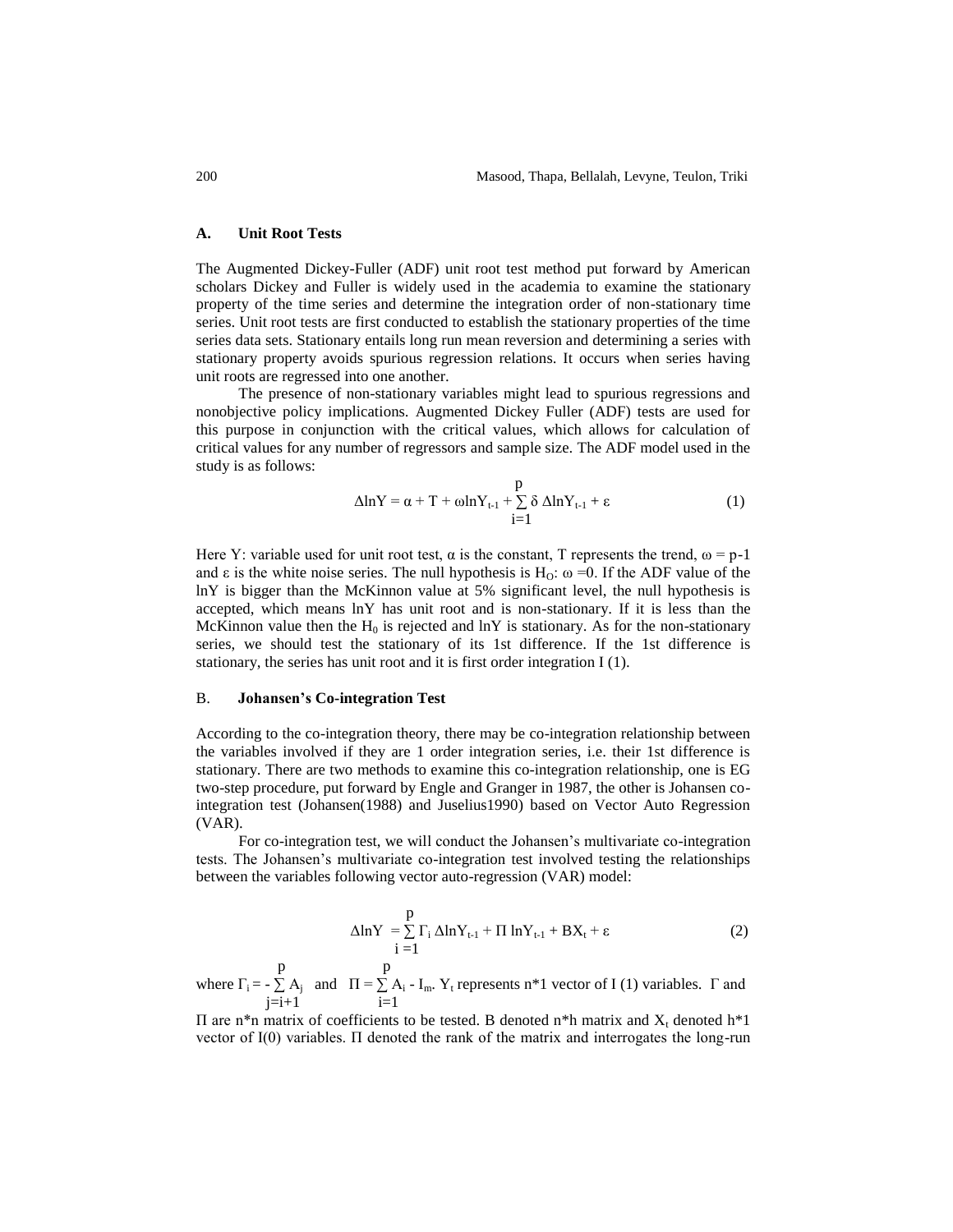### A. Unit Root Tests

The Augmented Dickey-Fuller (ADF) unit root test method put forward by American scholars Dickey and Fuller is widely used in the academia to examine the stationary property of the time series and determine the integration order of non-stationary time series. Unit root tests are first conducted to establish the stationary properties of the time series data sets. Stationary entails long run mean reversion and determining a series with stationary property avoids spurious regression relations. It occurs when series having unit roots are regressed into one another.

The presence of non-stationary variables might lead to spurious regressions and nonobjective policy implications. Augmented Dickey Fuller (ADF) tests are used for this purpose in conjunction with the critical values, which allows for calculation of critical values for any number of regressors and sample size. The ADF model used in the study is as follows:

$$\Delta \ln Y = \alpha + T + \omega \ln Y_{t-1} + \sum_{i=1}^{p} \delta \, \Delta \ln Y_{t-1} + \varepsilon \tag{1}$$

Here Y: variable used for unit root test, $\alpha$ is the constant, T represents the trend, $\omega = p-1$ and $\varepsilon$ is the white noise series. The null hypothesis is $H_O$: $\omega = 0$. If the ADF value of the lnY is bigger than the McKinnon value at 5% significant level, the null hypothesis is accepted, which means lnY has unit root and is non-stationary. If it is less than the McKinnon value then the $H_0$ is rejected and lnY is stationary. As for the non-stationary series, we should test the stationary of its 1st difference. If the 1st difference is stationary, the series has unit root and it is first order integration I (1).

### B. Johansen's Co-integration Test

According to the co-integration theory, there may be co-integration relationship between the variables involved if they are 1 order integration series, i.e. their 1st difference is stationary. There are two methods to examine this co-integration relationship, one is EG two-step procedure, put forward by Engle and Granger in 1987, the other is Johansen co-integration test (Johansen(1988) and Juselius1990) based on Vector Auto Regression (VAR).

For co-integration test, we will conduct the Johansen's multivariate co-integration tests. The Johansen's multivariate co-integration test involved testing the relationships between the variables following vector auto-regression (VAR) model:

$$\Delta \ln Y = \sum_{i=1}^{p} \Gamma_i \, \Delta \ln Y_{t-1} + \Pi \ln Y_{t-1} + BX_t + \varepsilon \tag{2}$$

where $\Gamma_i = -\sum_{j=i+1}^{p} A_j$ and $\Pi = \sum_{i=1}^{p} A_i - I_m$. $Y_t$ represents n*1 vector of I (1) variables. $\Gamma$ and $\Pi$ are n*n matrix of coefficients to be tested. B denoted n*h matrix and $X_t$ denoted h*1 vector of I(0) variables. $\Pi$ denoted the rank of the matrix and interrogates the long-run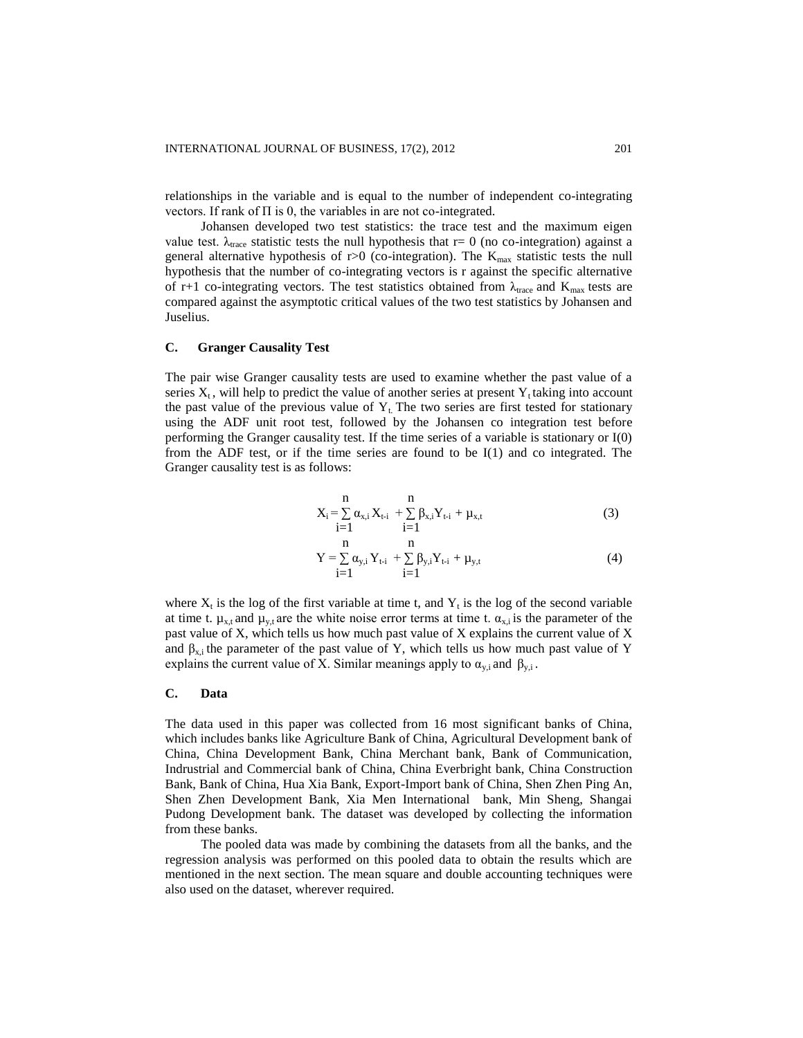relationships in the variable and is equal to the number of independent co-integrating vectors. If rank of $\Pi$ is 0, the variables in are not co-integrated.

Johansen developed two test statistics: the trace test and the maximum eigen value test. $\lambda_{trace}$ statistic tests the null hypothesis that r= 0 (no co-integration) against a general alternative hypothesis of r>0 (co-integration). The $K_{max}$ statistic tests the null hypothesis that the number of co-integrating vectors is r against the specific alternative of r+1 co-integrating vectors. The test statistics obtained from $\lambda_{trace}$ and $K_{max}$ tests are compared against the asymptotic critical values of the two test statistics by Johansen and Juselius.

### C. Granger Causality Test

The pair wise Granger causality tests are used to examine whether the past value of a series $X_t$, will help to predict the value of another series at present $Y_t$ taking into account the past value of the previous value of $Y_t$. The two series are first tested for stationary using the ADF unit root test, followed by the Johansen co integration test before performing the Granger causality test. If the time series of a variable is stationary or I(0) from the ADF test, or if the time series are found to be I(1) and co integrated. The Granger causality test is as follows:

$$X_i = \sum_{i=1}^{n} \alpha_{x,i} X_{t-i} + \sum_{i=1}^{n} \beta_{x,i} Y_{t-i} + \mu_{x,t} \tag{3}$$

$$Y = \sum_{i=1}^{n} \alpha_{y,i} Y_{t-i} + \sum_{i=1}^{n} \beta_{y,i} Y_{t-i} + \mu_{y,t} \tag{4}$$

where $X_t$ is the log of the first variable at time t, and $Y_t$ is the log of the second variable at time t. $\mu_{x,t}$ and $\mu_{y,t}$ are the white noise error terms at time t. $\alpha_{x,i}$ is the parameter of the past value of X, which tells us how much past value of X explains the current value of X and $\beta_{x,i}$ the parameter of the past value of Y, which tells us how much past value of Y explains the current value of X. Similar meanings apply to $\alpha_{y,i}$ and $\beta_{y,i}$.

### C. Data

The data used in this paper was collected from 16 most significant banks of China, which includes banks like Agriculture Bank of China, Agricultural Development bank of China, China Development Bank, China Merchant bank, Bank of Communication, Indrustrial and Commercial bank of China, China Everbright bank, China Construction Bank, Bank of China, Hua Xia Bank, Export-Import bank of China, Shen Zhen Ping An, Shen Zhen Development Bank, Xia Men International bank, Min Sheng, Shangai Pudong Development bank. The dataset was developed by collecting the information from these banks.

The pooled data was made by combining the datasets from all the banks, and the regression analysis was performed on this pooled data to obtain the results which are mentioned in the next section. The mean square and double accounting techniques were also used on the dataset, wherever required.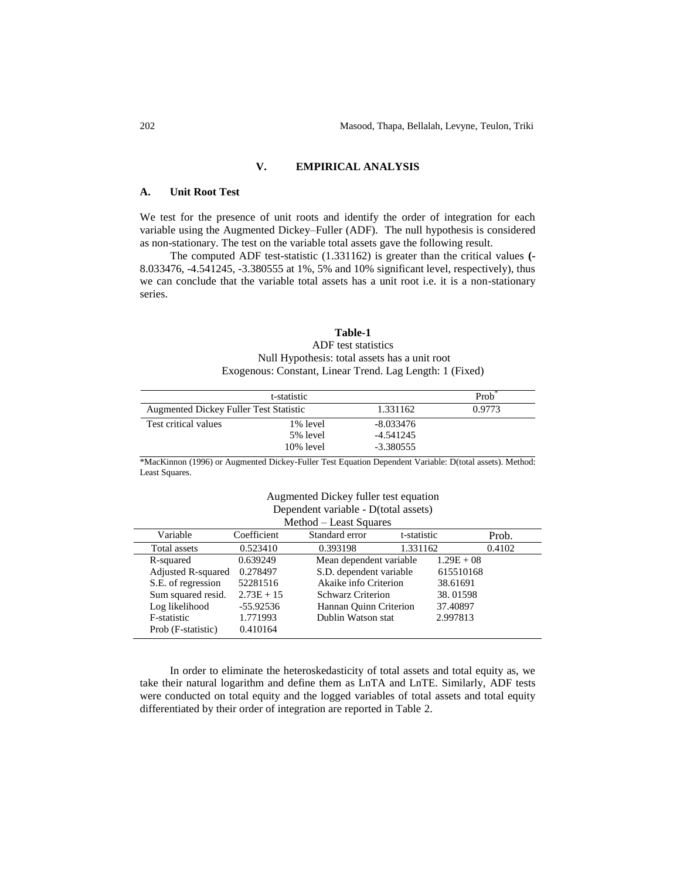## V. EMPIRICAL ANALYSIS

### A. Unit Root Test

We test for the presence of unit roots and identify the order of integration for each variable using the Augmented Dickey–Fuller (ADF). The null hypothesis is considered as non-stationary. The test on the variable total assets gave the following result.

The computed ADF test-statistic (1.331162) is greater than the critical values (-8.033476, -4.541245, -3.380555 at 1%, 5% and 10% significant level, respectively), thus we can conclude that the variable total assets has a unit root i.e. it is a non-stationary series.

**Table-1**

ADF test statistics

Null Hypothesis: total assets has a unit root

Exogenous: Constant, Linear Trend. Lag Length: 1 (Fixed)

| t-statistic | | | Prob* |
|---|---|---|---|
| Augmented Dickey Fuller Test Statistic | | 1.331162 | 0.9773 |
| Test critical values | 1% level | -8.033476 | |
| | 5% level | -4.541245 | |
| | 10% level | -3.380555 | |

*MacKinnon (1996) or Augmented Dickey-Fuller Test Equation Dependent Variable: D(total assets). Method: Least Squares.

Augmented Dickey fuller test equation

Dependent variable - D(total assets)

Method – Least Squares

| Variable | Coefficient | Standard error | t-statistic | Prob. |
|---|---|---|---|---|
| Total assets | 0.523410 | 0.393198 | 1.331162 | 0.4102 |
| R-squared | 0.639249 | Mean dependent variable | 1.29E + 08 | |
| Adjusted R-squared | 0.278497 | S.D. dependent variable | 615510168 | |
| S.E. of regression | 52281516 | Akaike info Criterion | 38.61691 | |
| Sum squared resid. | 2.73E + 15 | Schwarz Criterion | 38. 01598 | |
| Log likelihood | -55.92536 | Hannan Quinn Criterion | 37.40897 | |
| F-statistic | 1.771993 | Dublin Watson stat | 2.997813 | |
| Prob (F-statistic) | 0.410164 | | | |

In order to eliminate the heteroskedasticity of total assets and total equity as, we take their natural logarithm and define them as LnTA and LnTE. Similarly, ADF tests were conducted on total equity and the logged variables of total assets and total equity differentiated by their order of integration are reported in Table 2.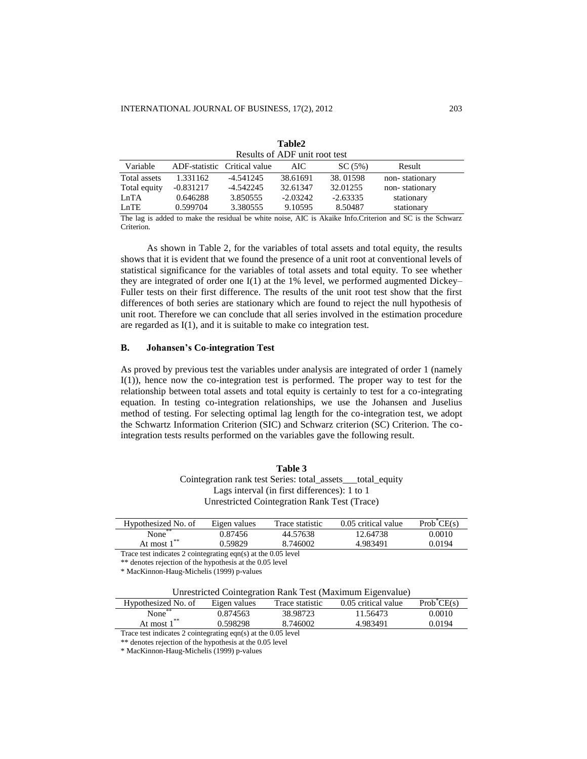**Table2**
Results of ADF unit root test

| Variable | ADF-statistic | Critical value | AIC | SC (5%) | Result |
|---|---|---|---|---|---|
| Total assets | 1.331162 | -4.541245 | 38.61691 | 38. 01598 | non- stationary |
| Total equity | -0.831217 | -4.542245 | 32.61347 | 32.01255 | non- stationary |
| LnTA | 0.646288 | 3.850555 | -2.03242 | -2.63335 | stationary |
| LnTE | 0.599704 | 3.380555 | 9.10595 | 8.50487 | stationary |

The lag is added to make the residual be white noise, AIC is Akaike Info.Criterion and SC is the Schwarz Criterion.

As shown in Table 2, for the variables of total assets and total equity, the results shows that it is evident that we found the presence of a unit root at conventional levels of statistical significance for the variables of total assets and total equity. To see whether they are integrated of order one I(1) at the 1% level, we performed augmented Dickey–Fuller tests on their first difference. The results of the unit root test show that the first differences of both series are stationary which are found to reject the null hypothesis of unit root. Therefore we can conclude that all series involved in the estimation procedure are regarded as I(1), and it is suitable to make co integration test.

## B. Johansen's Co-integration Test

As proved by previous test the variables under analysis are integrated of order 1 (namely I(1)), hence now the co-integration test is performed. The proper way to test for the relationship between total assets and total equity is certainly to test for a co-integrating equation. In testing co-integration relationships, we use the Johansen and Juselius method of testing. For selecting optimal lag length for the co-integration test, we adopt the Schwartz Information Criterion (SIC) and Schwarz criterion (SC) Criterion. The co-integration tests results performed on the variables gave the following result.

**Table 3**
Cointegration rank test Series: total_assets___total_equity
Lags interval (in first differences): 1 to 1
Unrestricted Cointegration Rank Test (Trace)

| Hypothesized No. of | Eigen values | Trace statistic | 0.05 critical value | Prob*CE(s) |
|---|---|---|---|---|
| None** | 0.87456 | 44.57638 | 12.64738 | 0.0010 |
| At most 1** | 0.59829 | 8.746002 | 4.983491 | 0.0194 |

Trace test indicates 2 cointegrating eqn(s) at the 0.05 level
** denotes rejection of the hypothesis at the 0.05 level
* MacKinnon-Haug-Michelis (1999) p-values

Unrestricted Cointegration Rank Test (Maximum Eigenvalue)

| Hypothesized No. of | Eigen values | Trace statistic | 0.05 critical value | Prob*CE(s) |
|---|---|---|---|---|
| None** | 0.874563 | 38.98723 | 11.56473 | 0.0010 |
| At most 1** | 0.598298 | 8.746002 | 4.983491 | 0.0194 |

Trace test indicates 2 cointegrating eqn(s) at the 0.05 level
** denotes rejection of the hypothesis at the 0.05 level
* MacKinnon-Haug-Michelis (1999) p-values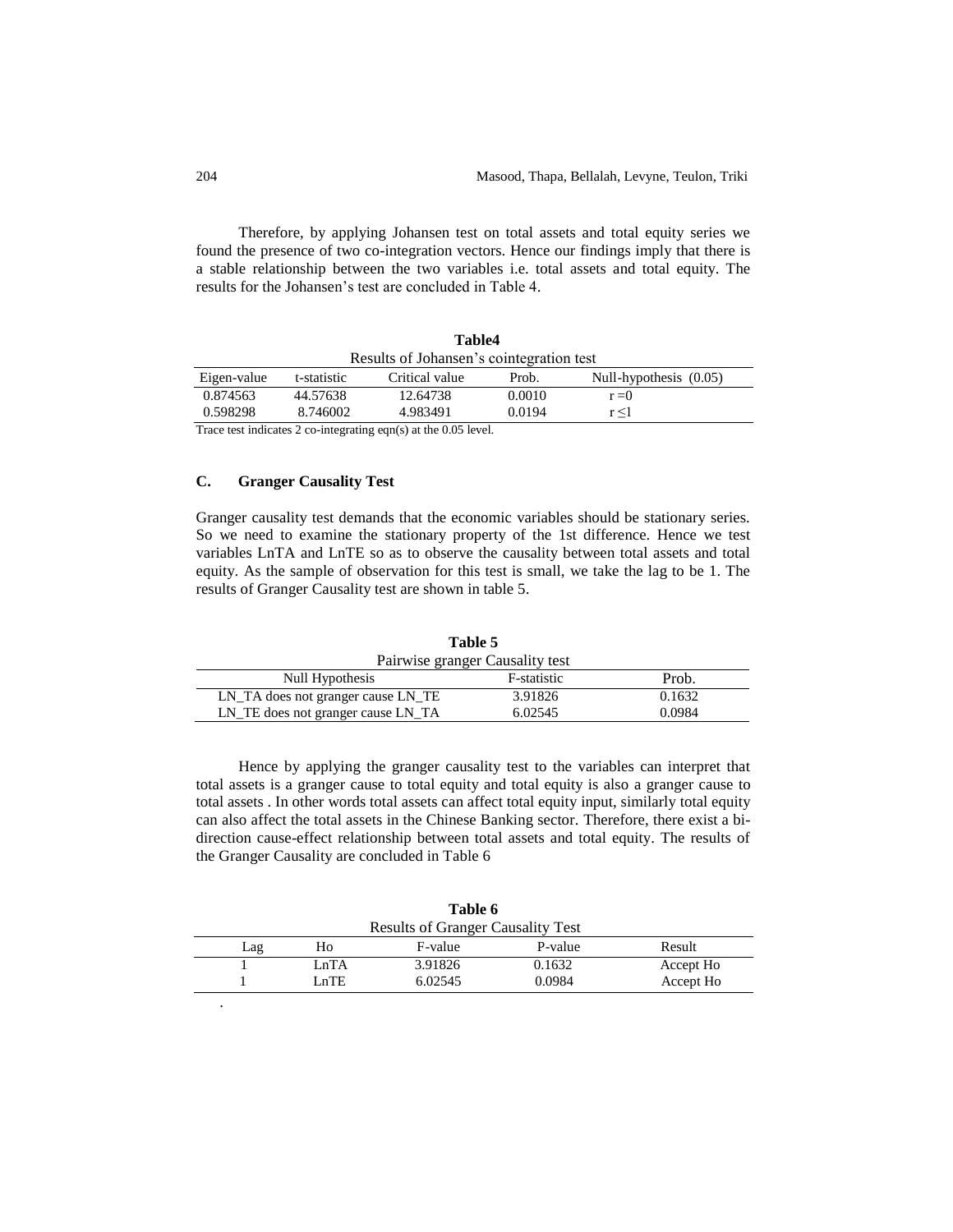Therefore, by applying Johansen test on total assets and total equity series we found the presence of two co-integration vectors. Hence our findings imply that there is a stable relationship between the two variables i.e. total assets and total equity. The results for the Johansen's test are concluded in Table 4.

**Table4**

Results of Johansen's cointegration test

| Eigen-value | t-statistic | Critical value | Prob. | Null-hypothesis (0.05) |
|---|---|---|---|---|
| 0.874563 | 44.57638 | 12.64738 | 0.0010 | $r = 0$ |
| 0.598298 | 8.746002 | 4.983491 | 0.0194 | $r \leq 1$ |

Trace test indicates 2 co-integrating eqn(s) at the 0.05 level.

### C. Granger Causality Test

Granger causality test demands that the economic variables should be stationary series. So we need to examine the stationary property of the 1st difference. Hence we test variables LnTA and LnTE so as to observe the causality between total assets and total equity. As the sample of observation for this test is small, we take the lag to be 1. The results of Granger Causality test are shown in table 5.

**Table 5**

Pairwise granger Causality test

| Null Hypothesis | F-statistic | Prob. |
|---|---|---|
| LN_TA does not granger cause LN_TE | 3.91826 | 0.1632 |
| LN_TE does not granger cause LN_TA | 6.02545 | 0.0984 |

Hence by applying the granger causality test to the variables can interpret that total assets is a granger cause to total equity and total equity is also a granger cause to total assets . In other words total assets can affect total equity input, similarly total equity can also affect the total assets in the Chinese Banking sector. Therefore, there exist a bi-direction cause-effect relationship between total assets and total equity. The results of the Granger Causality are concluded in Table 6

**Table 6**

Results of Granger Causality Test

| Lag | Ho | F-value | P-value | Result |
|---|---|---|---|---|
| 1 | LnTA | 3.91826 | 0.1632 | Accept Ho |
| 1 | LnTE | 6.02545 | 0.0984 | Accept Ho |

.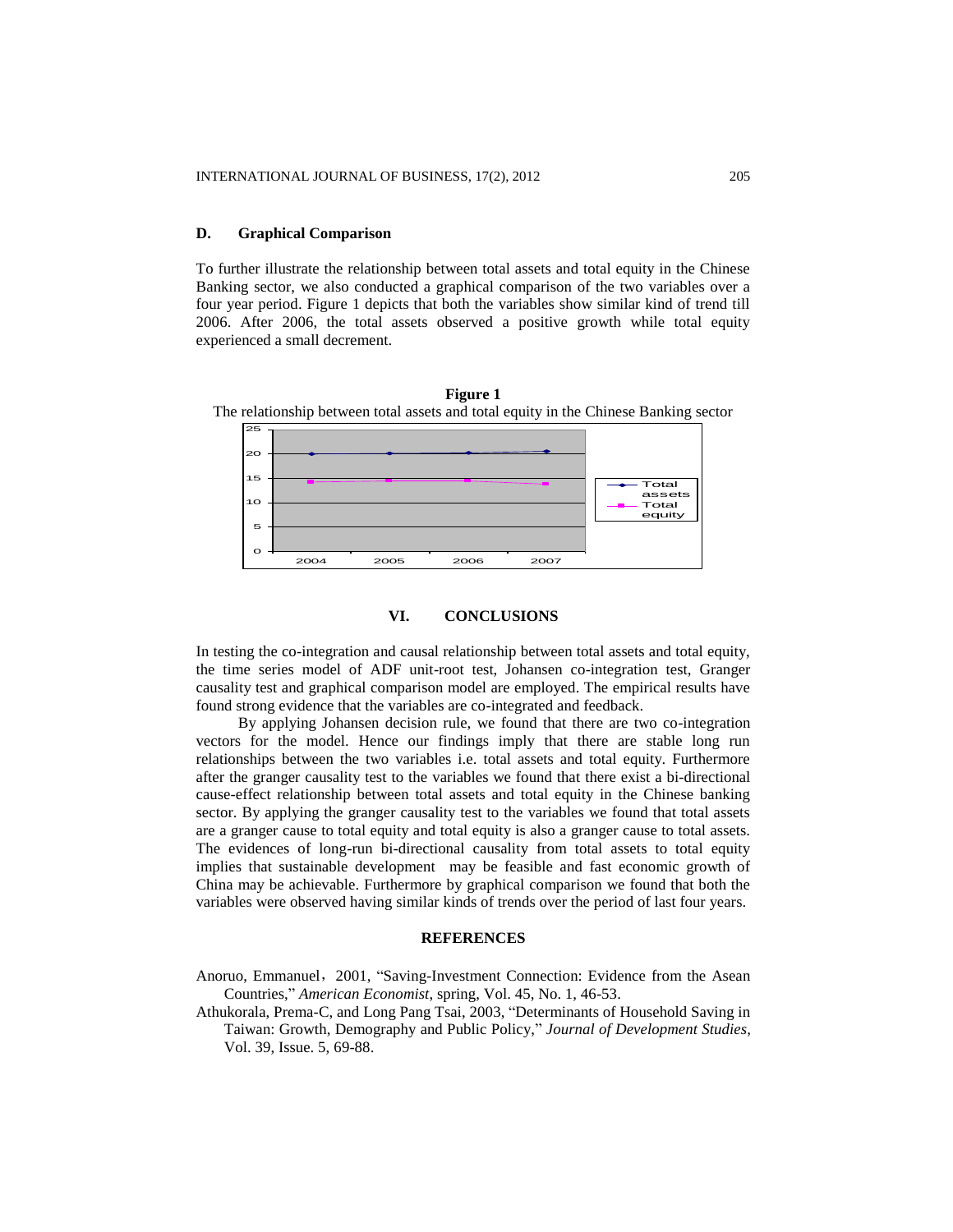### D. Graphical Comparison

To further illustrate the relationship between total assets and total equity in the Chinese Banking sector, we also conducted a graphical comparison of the two variables over a four year period. Figure 1 depicts that both the variables show similar kind of trend till 2006. After 2006, the total assets observed a positive growth while total equity experienced a small decrement.

**Figure 1**

The relationship between total assets and total equity in the Chinese Banking sector

## VI. CONCLUSIONS

In testing the co-integration and causal relationship between total assets and total equity, the time series model of ADF unit-root test, Johansen co-integration test, Granger causality test and graphical comparison model are employed. The empirical results have found strong evidence that the variables are co-integrated and feedback.

By applying Johansen decision rule, we found that there are two co-integration vectors for the model. Hence our findings imply that there are stable long run relationships between the two variables i.e. total assets and total equity. Furthermore after the granger causality test to the variables we found that there exist a bi-directional cause-effect relationship between total assets and total equity in the Chinese banking sector. By applying the granger causality test to the variables we found that total assets are a granger cause to total equity and total equity is also a granger cause to total assets. The evidences of long-run bi-directional causality from total assets to total equity implies that sustainable development may be feasible and fast economic growth of China may be achievable. Furthermore by graphical comparison we found that both the variables were observed having similar kinds of trends over the period of last four years.

## REFERENCES

Anoruo, Emmanuel，2001, "Saving-Investment Connection: Evidence from the Asean Countries," *American Economist*, spring, Vol. 45, No. 1, 46-53.

Athukorala, Prema-C, and Long Pang Tsai, 2003, "Determinants of Household Saving in Taiwan: Growth, Demography and Public Policy," *Journal of Development Studies*, Vol. 39, Issue. 5, 69-88.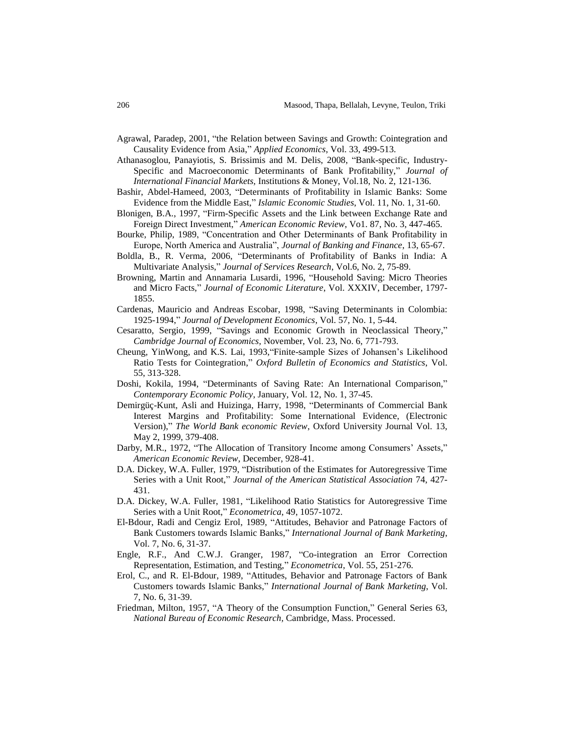Agrawal, Paradep, 2001, "the Relation between Savings and Growth: Cointegration and Causality Evidence from Asia," *Applied Economics*, Vol. 33, 499-513.

Athanasoglou, Panayiotis, S. Brissimis and M. Delis, 2008, "Bank-specific, Industry-Specific and Macroeconomic Determinants of Bank Profitability," *Journal of International Financial Markets*, Institutions & Money, Vol.18, No. 2, 121-136.

Bashir, Abdel-Hameed, 2003, "Determinants of Profitability in Islamic Banks: Some Evidence from the Middle East," *Islamic Economic Studies*, Vol. 11, No. 1, 31-60.

Blonigen, B.A., 1997, "Firm-Specific Assets and the Link between Exchange Rate and Foreign Direct Investment," *American Economic Review*, Vo1. 87, No. 3, 447-465.

Bourke, Philip, 1989, "Concentration and Other Determinants of Bank Profitability in Europe, North America and Australia", *Journal of Banking and Finance*, 13, 65-67.

Boldla, B., R. Verma, 2006, "Determinants of Profitability of Banks in India: A Multivariate Analysis," *Journal of Services Research*, Vol.6, No. 2, 75-89.

Browning, Martin and Annamaria Lusardi, 1996, "Household Saving: Micro Theories and Micro Facts," *Journal of Economic Literature*, Vol. XXXIV, December, 1797-1855.

Cardenas, Mauricio and Andreas Escobar, 1998, "Saving Determinants in Colombia: 1925-1994," *Journal of Development Economics*, Vol. 57, No. 1, 5-44.

Cesaratto, Sergio, 1999, "Savings and Economic Growth in Neoclassical Theory," *Cambridge Journal of Economics*, November, Vol. 23, No. 6, 771-793.

Cheung, YinWong, and K.S. Lai, 1993,"Finite-sample Sizes of Johansen's Likelihood Ratio Tests for Cointegration," *Oxford Bulletin of Economics and Statistics*, Vol. 55, 313-328.

Doshi, Kokila, 1994, "Determinants of Saving Rate: An International Comparison," *Contemporary Economic Policy*, January, Vol. 12, No. 1, 37-45.

Demirgüç-Kunt, Asli and Huizinga, Harry, 1998, "Determinants of Commercial Bank Interest Margins and Profitability: Some International Evidence, (Electronic Version)," *The World Bank economic Review*, Oxford University Journal Vol. 13, May 2, 1999, 379-408.

Darby, M.R., 1972, "The Allocation of Transitory Income among Consumers' Assets," *American Economic Review*, December, 928-41.

D.A. Dickey, W.A. Fuller, 1979, "Distribution of the Estimates for Autoregressive Time Series with a Unit Root," *Journal of the American Statistical Association* 74, 427-431.

D.A. Dickey, W.A. Fuller, 1981, "Likelihood Ratio Statistics for Autoregressive Time Series with a Unit Root," *Econometrica*, 49, 1057-1072.

El-Bdour, Radi and Cengiz Erol, 1989, "Attitudes, Behavior and Patronage Factors of Bank Customers towards Islamic Banks," *International Journal of Bank Marketing*, Vol. 7, No. 6, 31-37.

Engle, R.F., And C.W.J. Granger, 1987, "Co-integration an Error Correction Representation, Estimation, and Testing," *Econometrica*, Vol. 55, 251-276.

Erol, C., and R. El-Bdour, 1989, "Attitudes, Behavior and Patronage Factors of Bank Customers towards Islamic Banks," *International Journal of Bank Marketing*, Vol. 7, No. 6, 31-39.

Friedman, Milton, 1957, "A Theory of the Consumption Function," General Series 63, *National Bureau of Economic Research*, Cambridge, Mass. Processed.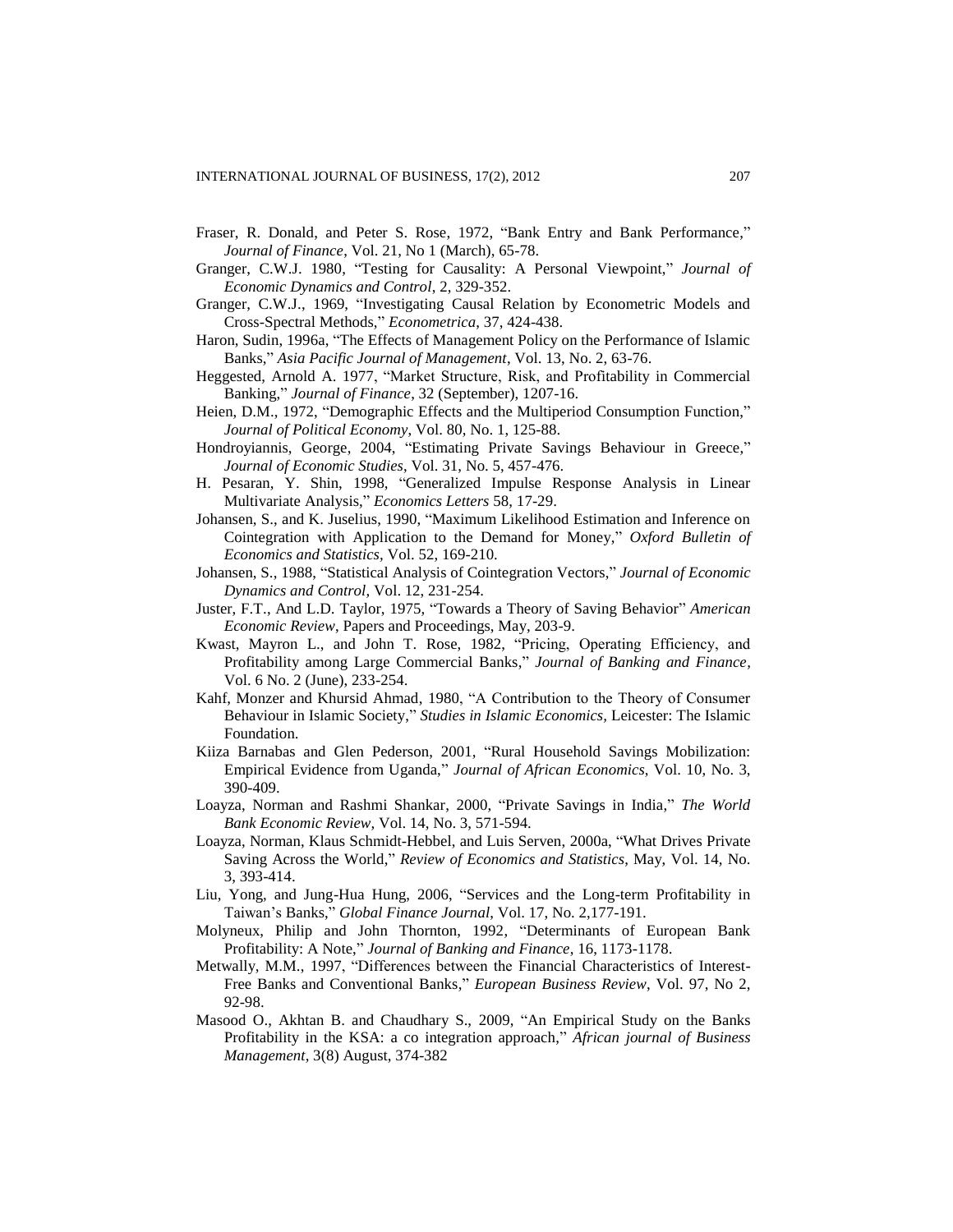Fraser, R. Donald, and Peter S. Rose, 1972, "Bank Entry and Bank Performance," *Journal of Finance*, Vol. 21, No 1 (March), 65-78.

Granger, C.W.J. 1980, "Testing for Causality: A Personal Viewpoint," *Journal of Economic Dynamics and Control*, 2, 329-352.

Granger, C.W.J., 1969, "Investigating Causal Relation by Econometric Models and Cross-Spectral Methods," *Econometrica*, 37, 424-438.

Haron, Sudin, 1996a, "The Effects of Management Policy on the Performance of Islamic Banks," *Asia Pacific Journal of Management*, Vol. 13, No. 2, 63-76.

Heggested, Arnold A. 1977, "Market Structure, Risk, and Profitability in Commercial Banking," *Journal of Finance*, 32 (September), 1207-16.

Heien, D.M., 1972, "Demographic Effects and the Multiperiod Consumption Function," *Journal of Political Economy*, Vol. 80, No. 1, 125-88.

Hondroyiannis, George, 2004, "Estimating Private Savings Behaviour in Greece," *Journal of Economic Studies*, Vol. 31, No. 5, 457-476.

H. Pesaran, Y. Shin, 1998, "Generalized Impulse Response Analysis in Linear Multivariate Analysis," *Economics Letters* 58, 17-29.

Johansen, S., and K. Juselius, 1990, "Maximum Likelihood Estimation and Inference on Cointegration with Application to the Demand for Money," *Oxford Bulletin of Economics and Statistics*, Vol. 52, 169-210.

Johansen, S., 1988, "Statistical Analysis of Cointegration Vectors," *Journal of Economic Dynamics and Control*, Vol. 12, 231-254.

Juster, F.T., And L.D. Taylor, 1975, "Towards a Theory of Saving Behavior" *American Economic Review*, Papers and Proceedings, May, 203-9.

Kwast, Mayron L., and John T. Rose, 1982, "Pricing, Operating Efficiency, and Profitability among Large Commercial Banks," *Journal of Banking and Finance*, Vol. 6 No. 2 (June), 233-254.

Kahf, Monzer and Khursid Ahmad, 1980, "A Contribution to the Theory of Consumer Behaviour in Islamic Society," *Studies in Islamic Economics*, Leicester: The Islamic Foundation.

Kiiza Barnabas and Glen Pederson, 2001, "Rural Household Savings Mobilization: Empirical Evidence from Uganda," *Journal of African Economics*, Vol. 10, No. 3, 390-409.

Loayza, Norman and Rashmi Shankar, 2000, "Private Savings in India," *The World Bank Economic Review*, Vol. 14, No. 3, 571-594.

Loayza, Norman, Klaus Schmidt-Hebbel, and Luis Serven, 2000a, "What Drives Private Saving Across the World," *Review of Economics and Statistics*, May, Vol. 14, No. 3, 393-414.

Liu, Yong, and Jung-Hua Hung, 2006, "Services and the Long-term Profitability in Taiwan's Banks," *Global Finance Journal*, Vol. 17, No. 2,177-191.

Molyneux, Philip and John Thornton, 1992, "Determinants of European Bank Profitability: A Note," *Journal of Banking and Finance*, 16, 1173-1178.

Metwally, M.M., 1997, "Differences between the Financial Characteristics of Interest-Free Banks and Conventional Banks," *European Business Review*, Vol. 97, No 2, 92-98.

Masood O., Akhtan B. and Chaudhary S., 2009, "An Empirical Study on the Banks Profitability in the KSA: a co integration approach," *African journal of Business Management*, 3(8) August, 374-382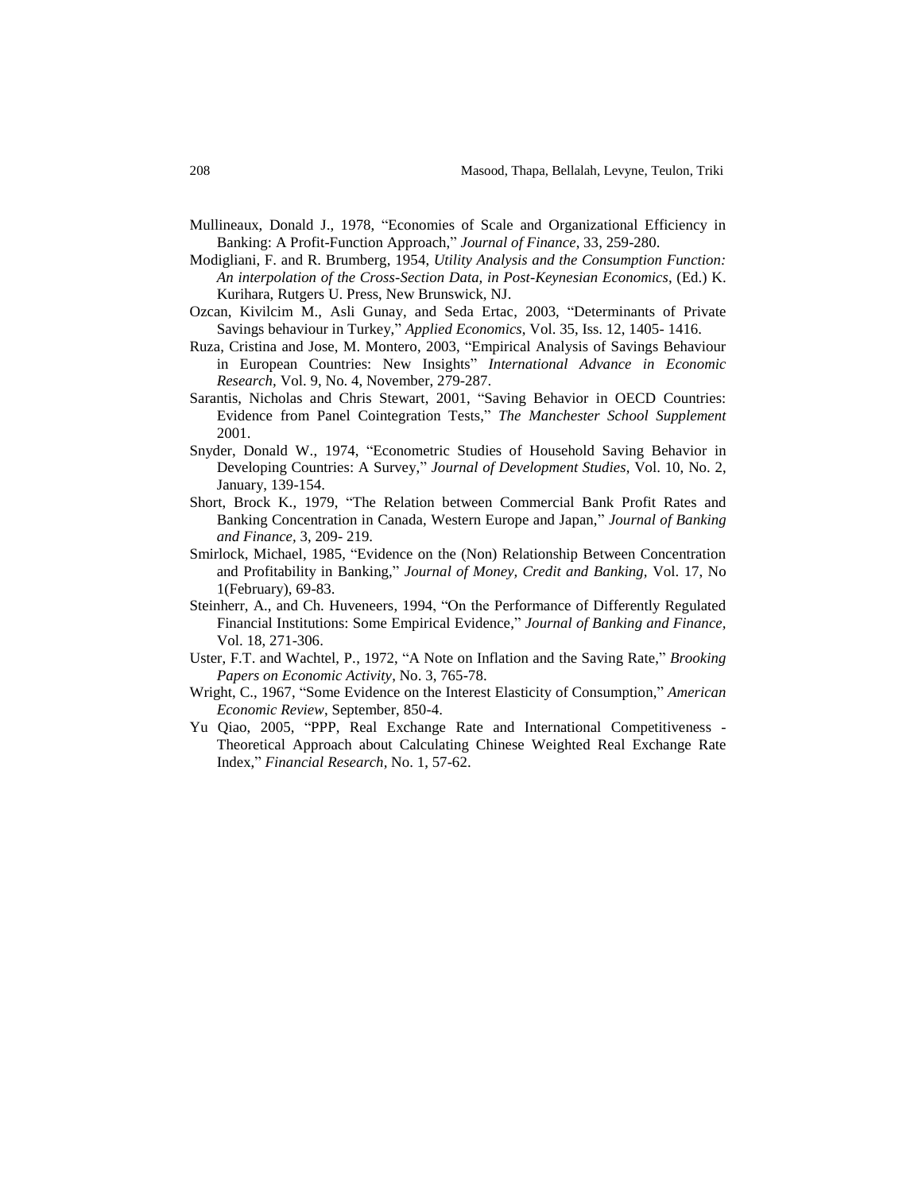Mullineaux, Donald J., 1978, "Economies of Scale and Organizational Efficiency in Banking: A Profit-Function Approach," *Journal of Finance*, 33, 259-280.

Modigliani, F. and R. Brumberg, 1954, *Utility Analysis and the Consumption Function: An interpolation of the Cross-Section Data, in Post-Keynesian Economics*, (Ed.) K. Kurihara, Rutgers U. Press, New Brunswick, NJ.

Ozcan, Kivilcim M., Asli Gunay, and Seda Ertac, 2003, "Determinants of Private Savings behaviour in Turkey," *Applied Economics*, Vol. 35, Iss. 12, 1405- 1416.

Ruza, Cristina and Jose, M. Montero, 2003, "Empirical Analysis of Savings Behaviour in European Countries: New Insights" *International Advance in Economic Research*, Vol. 9, No. 4, November, 279-287.

Sarantis, Nicholas and Chris Stewart, 2001, "Saving Behavior in OECD Countries: Evidence from Panel Cointegration Tests," *The Manchester School Supplement* 2001.

Snyder, Donald W., 1974, "Econometric Studies of Household Saving Behavior in Developing Countries: A Survey," *Journal of Development Studies*, Vol. 10, No. 2, January, 139-154.

Short, Brock K., 1979, "The Relation between Commercial Bank Profit Rates and Banking Concentration in Canada, Western Europe and Japan," *Journal of Banking and Finance,* 3, 209- 219.

Smirlock, Michael, 1985, "Evidence on the (Non) Relationship Between Concentration and Profitability in Banking," *Journal of Money, Credit and Banking,* Vol. 17, No 1(February), 69-83.

Steinherr, A., and Ch. Huveneers, 1994, "On the Performance of Differently Regulated Financial Institutions: Some Empirical Evidence," *Journal of Banking and Finance,* Vol. 18, 271-306.

Uster, F.T. and Wachtel, P., 1972, "A Note on Inflation and the Saving Rate," *Brooking Papers on Economic Activity*, No. 3, 765-78.

Wright, C., 1967, "Some Evidence on the Interest Elasticity of Consumption," *American Economic Review*, September, 850-4.

Yu Qiao, 2005, "PPP, Real Exchange Rate and International Competitiveness - Theoretical Approach about Calculating Chinese Weighted Real Exchange Rate Index," *Financial Research,* No. 1, 57-62.